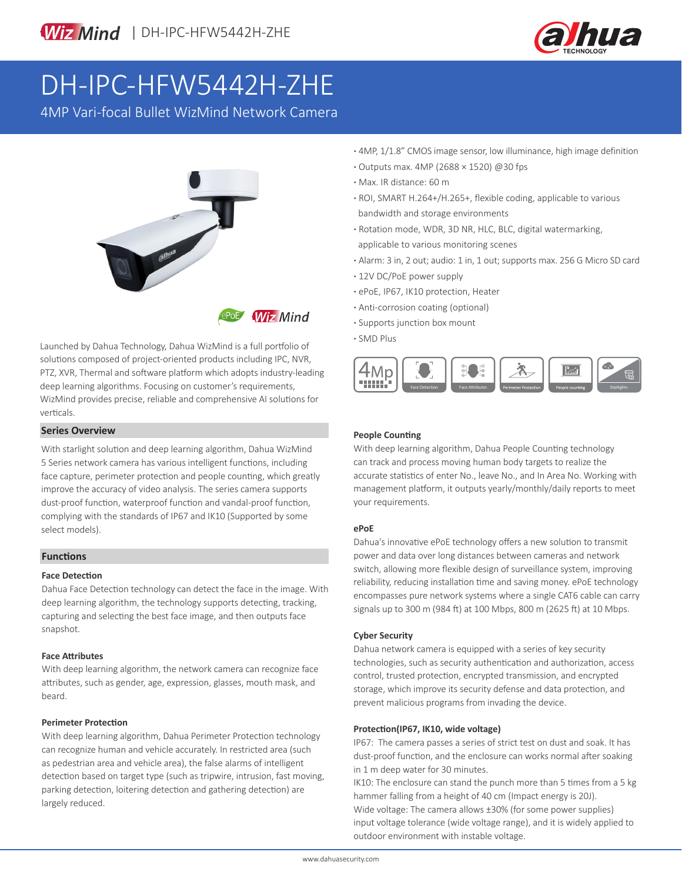# DH-IPC-HFW5442H-ZHE

4MP Vari-focal Bullet WizMind Network Camera

- 4MP, 1/1.8" CMOS image sensor, low illuminance, high image definition
- Outputs max. 4MP (2688 × 1520) @30 fps
- Max. IR distance: 60 m
- ROI, SMART H.264+/H.265+, flexible coding, applicable to various bandwidth and storage environments
- Rotation mode, WDR, 3D NR, HLC, BLC, digital watermarking, applicable to various monitoring scenes
- Alarm: 3 in, 2 out; audio: 1 in, 1 out; supports max. 256 G Micro SD card
- 12V DC/PoE power supply
- ePoE, IP67, IK10 protection, Heater
- Anti-corrosion coating (optional)
- Supports junction box mount
- SMD Plus

Launched by Dahua Technology, Dahua WizMind is a full portfolio of solutions composed of project-oriented products including IPC, NVR, PTZ, XVR, Thermal and software platform which adopts industry-leading deep learning algorithms. Focusing on customer's requirements, WizMind provides precise, reliable and comprehensive AI solutions for verticals.

## Series Overview

With starlight solution and deep learning algorithm, Dahua WizMind 5 Series network camera has various intelligent functions, including face capture, perimeter protection and people counting, which greatly improve the accuracy of video analysis. The series camera supports dust-proof function, waterproof function and vandal-proof function, complying with the standards of IP67 and IK10 (Supported by some select models).

## Functions

### Face Detection

Dahua Face Detection technology can detect the face in the image. With deep learning algorithm, the technology supports detecting, tracking, capturing and selecting the best face image, and then outputs face snapshot.

### Face Attributes

With deep learning algorithm, the network camera can recognize face attributes, such as gender, age, expression, glasses, mouth mask, and beard.

### Perimeter Protection

With deep learning algorithm, Dahua Perimeter Protection technology can recognize human and vehicle accurately. In restricted area (such as pedestrian area and vehicle area), the false alarms of intelligent detection based on target type (such as tripwire, intrusion, fast moving, parking detection, loitering detection and gathering detection) are largely reduced.

### People Counting

With deep learning algorithm, Dahua People Counting technology can track and process moving human body targets to realize the accurate statistics of enter No., leave No., and In Area No. Working with management platform, it outputs yearly/monthly/daily reports to meet your requirements.

### ePoE

Dahua's innovative ePoE technology offers a new solution to transmit power and data over long distances between cameras and network switch, allowing more flexible design of surveillance system, improving reliability, reducing installation time and saving money. ePoE technology encompasses pure network systems where a single CAT6 cable can carry signals up to 300 m (984 ft) at 100 Mbps, 800 m (2625 ft) at 10 Mbps.

### Cyber Security

Dahua network camera is equipped with a series of key security technologies, such as security authentication and authorization, access control, trusted protection, encrypted transmission, and encrypted storage, which improve its security defense and data protection, and prevent malicious programs from invading the device.

### Protection(IP67, IK10, wide voltage)

IP67: The camera passes a series of strict test on dust and soak. It has dust-proof function, and the enclosure can works normal after soaking in 1 m deep water for 30 minutes.

IK10: The enclosure can stand the punch more than 5 times from a 5 kg hammer falling from a height of 40 cm (Impact energy is 20J).

Wide voltage: The camera allows ±30% (for some power supplies) input voltage tolerance (wide voltage range), and it is widely applied to outdoor environment with instable voltage.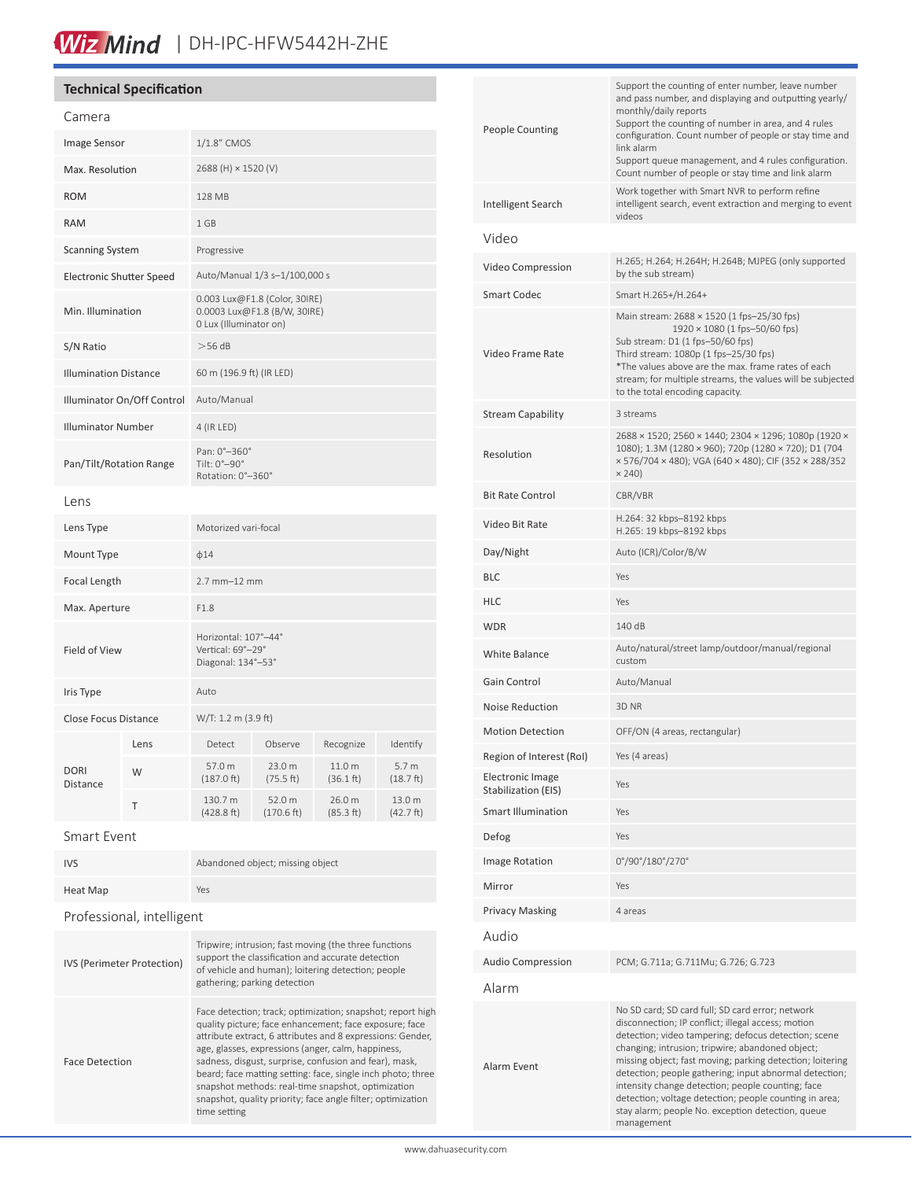## Technical Specification

### Camera

| | |
|---|---|
| Image Sensor | 1/1.8" CMOS |
| Max. Resolution | 2688 (H) × 1520 (V) |
| ROM | 128 MB |
| RAM | 1 GB |
| Scanning System | Progressive |
| Electronic Shutter Speed | Auto/Manual 1/3 s–1/100,000 s |
| Min. Illumination | 0.003 Lux@F1.8 (Color, 30IRE)<br>0.0003 Lux@F1.8 (B/W, 30IRE)<br>0 Lux (Illuminator on) |
| S/N Ratio | >56 dB |
| Illumination Distance | 60 m (196.9 ft) (IR LED) |
| Illuminator On/Off Control | Auto/Manual |
| Illuminator Number | 4 (IR LED) |
| Pan/Tilt/Rotation Range | Pan: 0°–360°<br>Tilt: 0°–90°<br>Rotation: 0°–360° |

### Lens

| | | | | | |
|---|---|---|---|---|---|
| Lens Type | Motorized vari-focal | | | | |
| Mount Type | ϕ14 | | | | |
| Focal Length | 2.7 mm–12 mm | | | | |
| Max. Aperture | F1.8 | | | | |
| Field of View | Horizontal: 107°–44°<br>Vertical: 69°–29°<br>Diagonal: 134°–53° | | | | |
| Iris Type | Auto | | | | |
| Close Focus Distance | W/T: 1.2 m (3.9 ft) | | | | |
| DORI Distance | Lens | Detect | Observe | Recognize | Identify |
| | W | 57.0 m (187.0 ft) | 23.0 m (75.5 ft) | 11.0 m (36.1 ft) | 5.7 m (18.7 ft) |
| | T | 130.7 m (428.8 ft) | 52.0 m (170.6 ft) | 26.0 m (85.3 ft) | 13.0 m (42.7 ft) |

### Smart Event

| | |
|---|---|
| IVS | Abandoned object; missing object |
| Heat Map | Yes |

### Professional, intelligent

| | |
|---|---|
| IVS (Perimeter Protection) | Tripwire; intrusion; fast moving (the three functions support the classification and accurate detection of vehicle and human); loitering detection; people gathering; parking detection |
| Face Detection | Face detection; track; optimization; snapshot; report high quality picture; face enhancement; face exposure; face attribute extract, 6 attributes and 8 expressions: Gender, age, glasses, expressions (anger, calm, happiness, sadness, disgust, surprise, confusion and fear), mask, beard; face matting setting: face, single inch photo; three snapshot methods: real-time snapshot, optimization snapshot, quality priority; face angle filter; optimization time setting |
| People Counting | Support the counting of enter number, leave number and pass number, and displaying and outputting yearly/ monthly/daily reports<br>Support the counting of number in area, and 4 rules configuration. Count number of people or stay time and link alarm<br>Support queue management, and 4 rules configuration. Count number of people or stay time and link alarm |
| Intelligent Search | Work together with Smart NVR to perform refine intelligent search, event extraction and merging to event videos |

### Video

| | |
|---|---|
| Video Compression | H.265; H.264; H.264H; H.264B; MJPEG (only supported by the sub stream) |
| Smart Codec | Smart H.265+/H.264+ |
| Video Frame Rate | Main stream: 2688 × 1520 (1 fps–25/30 fps)<br>1920 × 1080 (1 fps–50/60 fps)<br>Sub stream: D1 (1 fps–50/60 fps)<br>Third stream: 1080p (1 fps–25/30 fps)<br>*The values above are the max. frame rates of each stream; for multiple streams, the values will be subjected to the total encoding capacity. |
| Stream Capability | 3 streams |
| Resolution | 2688 × 1520; 2560 × 1440; 2304 × 1296; 1080p (1920 × 1080); 1.3M (1280 × 960); 720p (1280 × 720); D1 (704 × 576/704 × 480); VGA (640 × 480); CIF (352 × 288/352 × 240) |
| Bit Rate Control | CBR/VBR |
| Video Bit Rate | H.264: 32 kbps–8192 kbps<br>H.265: 19 kbps–8192 kbps |
| Day/Night | Auto (ICR)/Color/B/W |
| BLC | Yes |
| HLC | Yes |
| WDR | 140 dB |
| White Balance | Auto/natural/street lamp/outdoor/manual/regional custom |
| Gain Control | Auto/Manual |
| Noise Reduction | 3D NR |
| Motion Detection | OFF/ON (4 areas, rectangular) |
| Region of Interest (RoI) | Yes (4 areas) |
| Electronic Image Stabilization (EIS) | Yes |
| Smart Illumination | Yes |
| Defog | Yes |
| Image Rotation | 0°/90°/180°/270° |
| Mirror | Yes |
| Privacy Masking | 4 areas |

### Audio

| | |
|---|---|
| Audio Compression | PCM; G.711a; G.711Mu; G.726; G.723 |

### Alarm

| | |
|---|---|
| Alarm Event | No SD card; SD card full; SD card error; network disconnection; IP conflict; illegal access; motion detection; video tampering; defocus detection; scene changing; intrusion; tripwire; abandoned object; missing object; fast moving; parking detection; loitering detection; people gathering; input abnormal detection; intensity change detection; people counting; face detection; voltage detection; people counting in area; stay alarm; people No. exception detection, queue management |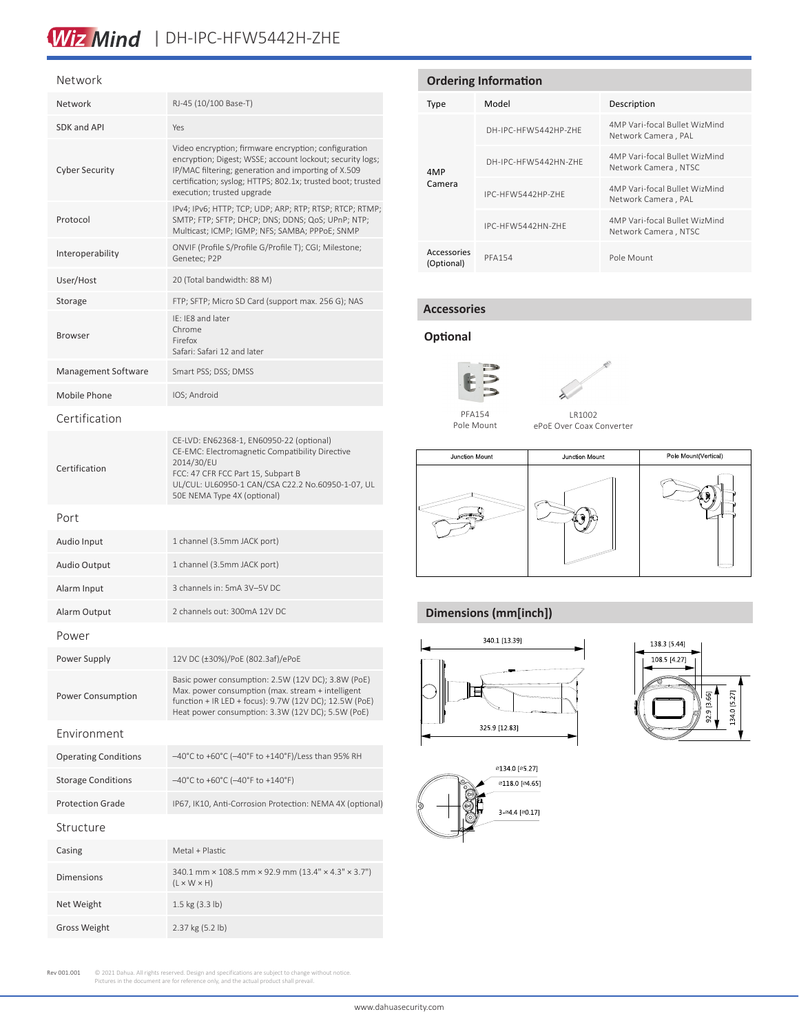# WizMind | DH-IPC-HFW5442H-ZHE

## Network

| | |
|---|---|
| Network | RJ-45 (10/100 Base-T) |
| SDK and API | Yes |
| Cyber Security | Video encryption; firmware encryption; configuration encryption; Digest; WSSE; account lockout; security logs; IP/MAC filtering; generation and importing of X.509 certification; syslog; HTTPS; 802.1x; trusted boot; trusted execution; trusted upgrade |
| Protocol | IPv4; IPv6; HTTP; TCP; UDP; ARP; RTP; RTSP; RTCP; RTMP; SMTP; FTP; SFTP; DHCP; DNS; DDNS; QoS; UPnP; NTP; Multicast; ICMP; IGMP; NFS; SAMBA; PPPoE; SNMP |
| Interoperability | ONVIF (Profile S/Profile G/Profile T); CGI; Milestone; Genetec; P2P |
| User/Host | 20 (Total bandwidth: 88 M) |
| Storage | FTP; SFTP; Micro SD Card (support max. 256 G); NAS |
| Browser | IE: IE8 and later<br>Chrome<br>Firefox<br>Safari: Safari 12 and later |
| Management Software | Smart PSS; DSS; DMSS |
| Mobile Phone | IOS; Android |

## Certification

| | |
|---|---|
| Certification | CE-LVD: EN62368-1, EN60950-22 (optional)<br>CE-EMC: Electromagnetic Compatibility Directive 2014/30/EU<br>FCC: 47 CFR FCC Part 15, Subpart B<br>UL/CUL: UL60950-1 CAN/CSA C22.2 No.60950-1-07, UL 50E NEMA Type 4X (optional) |

## Port

| | |
|---|---|
| Audio Input | 1 channel (3.5mm JACK port) |
| Audio Output | 1 channel (3.5mm JACK port) |
| Alarm Input | 3 channels in: 5mA 3V–5V DC |
| Alarm Output | 2 channels out: 300mA 12V DC |

## Power

| | |
|---|---|
| Power Supply | 12V DC (±30%)/PoE (802.3af)/ePoE |
| Power Consumption | Basic power consumption: 2.5W (12V DC); 3.8W (PoE)<br>Max. power consumption (max. stream + intelligent function + IR LED + focus): 9.7W (12V DC); 12.5W (PoE)<br>Heat power consumption: 3.3W (12V DC); 5.5W (PoE) |

## Environment

| | |
|---|---|
| Operating Conditions | –40°C to +60°C (–40°F to +140°F)/Less than 95% RH |
| Storage Conditions | –40°C to +60°C (–40°F to +140°F) |
| Protection Grade | IP67, IK10, Anti-Corrosion Protection: NEMA 4X (optional) |

## Structure

| | |
|---|---|
| Casing | Metal + Plastic |
| Dimensions | 340.1 mm × 108.5 mm × 92.9 mm (13.4" × 4.3" × 3.7") (L × W × H) |
| Net Weight | 1.5 kg (3.3 lb) |
| Gross Weight | 2.37 kg (5.2 lb) |

## Ordering Information

| Type | Model | Description |
|---|---|---|
| 4MP Camera | DH-IPC-HFW5442HP-ZHE | 4MP Vari-focal Bullet WizMind Network Camera , PAL |
| | DH-IPC-HFW5442HN-ZHE | 4MP Vari-focal Bullet WizMind Network Camera , NTSC |
| | IPC-HFW5442HP-ZHE | 4MP Vari-focal Bullet WizMind Network Camera , PAL |
| | IPC-HFW5442HN-ZHE | 4MP Vari-focal Bullet WizMind Network Camera , NTSC |
| Accessories (Optional) | PFA154 | Pole Mount |

## Accessories

### Optional

PFA154
Pole Mount

LR1002
ePoE Over Coax Converter

| Junction Mount | Junction Mount | Pole Mount(Vertical) |
|---|---|---|
| | | |

## Dimensions (mm[inch])

340.1 [13.39]
325.9 [12.83]
138.3 [5.44]
108.5 [4.27]
92.9 [3.66]
134.0 [5.27]
⌀134.0 [⌀5.27]
⌀118.0 [⌀4.65]
3-⌀4.4 [⌀0.17]

Rev 001.001 © 2021 Dahua. All rights reserved. Design and specifications are subject to change without notice. Pictures in the document are for reference only, and the actual product shall prevail.

www.dahuasecurity.com